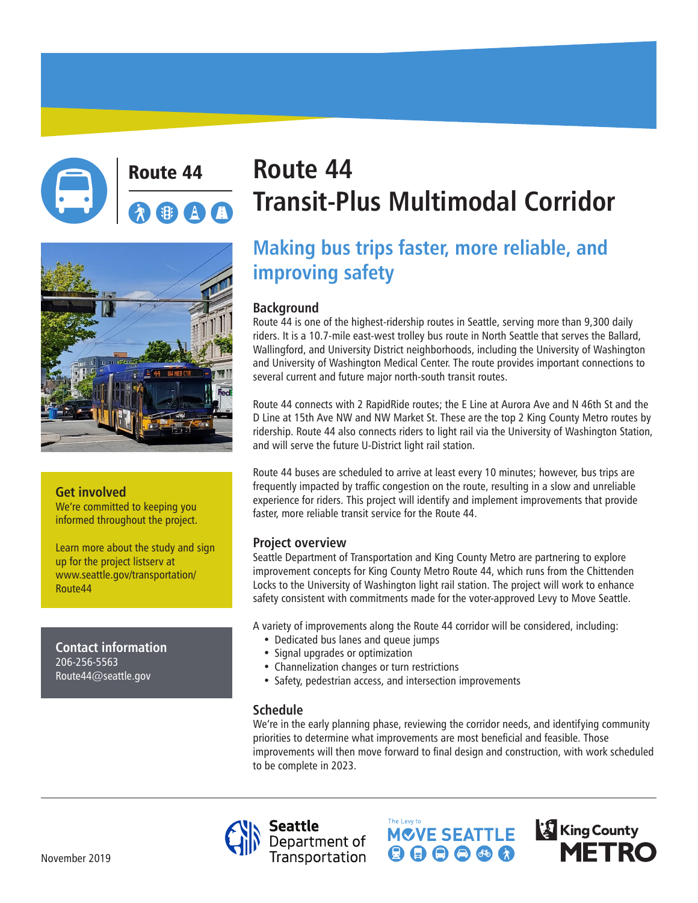Route 44

# Route 44 Transit-Plus Multimodal Corridor

## Making bus trips faster, more reliable, and improving safety

### Background

Route 44 is one of the highest-ridership routes in Seattle, serving more than 9,300 daily riders. It is a 10.7-mile east-west trolley bus route in North Seattle that serves the Ballard, Wallingford, and University District neighborhoods, including the University of Washington and University of Washington Medical Center. The route provides important connections to several current and future major north-south transit routes.

Route 44 connects with 2 RapidRide routes; the E Line at Aurora Ave and N 46th St and the D Line at 15th Ave NW and NW Market St. These are the top 2 King County Metro routes by ridership. Route 44 also connects riders to light rail via the University of Washington Station, and will serve the future U-District light rail station.

Route 44 buses are scheduled to arrive at least every 10 minutes; however, bus trips are frequently impacted by traffic congestion on the route, resulting in a slow and unreliable experience for riders. This project will identify and implement improvements that provide faster, more reliable transit service for the Route 44.

### Project overview

Seattle Department of Transportation and King County Metro are partnering to explore improvement concepts for King County Metro Route 44, which runs from the Chittenden Locks to the University of Washington light rail station. The project will work to enhance safety consistent with commitments made for the voter-approved Levy to Move Seattle.

A variety of improvements along the Route 44 corridor will be considered, including:

- Dedicated bus lanes and queue jumps
- Signal upgrades or optimization
- Channelization changes or turn restrictions
- Safety, pedestrian access, and intersection improvements

### Schedule

We're in the early planning phase, reviewing the corridor needs, and identifying community priorities to determine what improvements are most beneficial and feasible. Those improvements will then move forward to final design and construction, with work scheduled to be complete in 2023.

### Get involved

We're committed to keeping you informed throughout the project.

Learn more about the study and sign up for the project listserv at www.seattle.gov/transportation/Route44

### Contact information

206-256-5563
Route44@seattle.gov

Seattle Department of Transportation | The Levy to Move Seattle | King County Metro

November 2019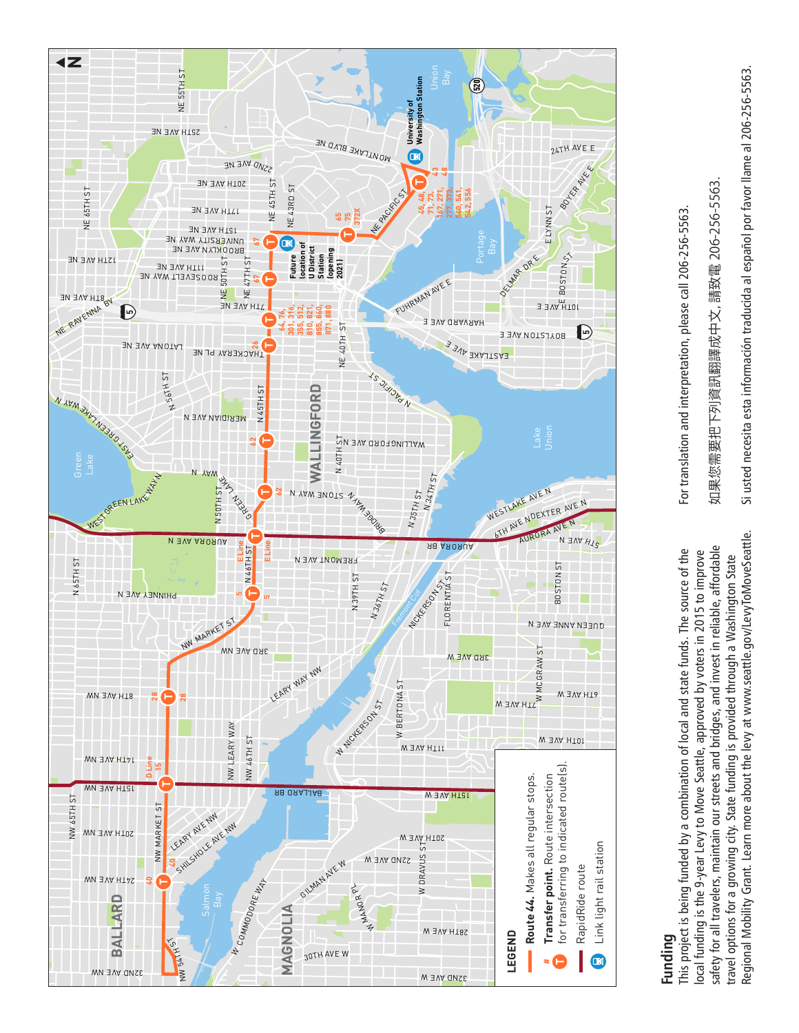**LEGEND**

- **Route 44.** Makes all regular stops.
- **Transfer point.** Route intersection for transferring to indicated route(s).
- RapidRide route
- Link light rail station

## Funding

This project is being funded by a combination of local and state funds. The source of the local funding is the 9-year Levy to Move Seattle, approved by voters in 2015 to improve safety for all travelers, maintain our streets and bridges, and invest in reliable, affordable travel options for a growing city. State funding is provided through a Washington State Regional Mobility Grant. Learn more about the levy at www.seattle.gov/LevyToMoveSeattle.

For translation and interpretation, please call 206-256-5563.

如果您需要把下列資訊翻譯成中文，請致電 206-256-5563.

Si usted necesita esta información traducida al español por favor llame al 206-256-5563.